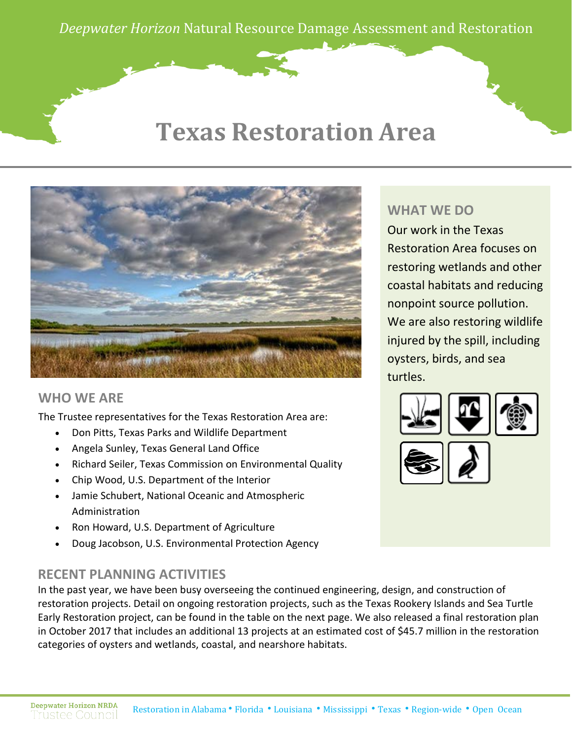*Deepwater Horizon* Natural Resource Damage Assessment and Restoration

# Texas Restoration Area

## WHAT WE DO

Our work in the Texas Restoration Area focuses on restoring wetlands and other coastal habitats and reducing nonpoint source pollution. We are also restoring wildlife injured by the spill, including oysters, birds, and sea turtles.

## WHO WE ARE

The Trustee representatives for the Texas Restoration Area are:

- Don Pitts, Texas Parks and Wildlife Department
- Angela Sunley, Texas General Land Office
- Richard Seiler, Texas Commission on Environmental Quality
- Chip Wood, U.S. Department of the Interior
- Jamie Schubert, National Oceanic and Atmospheric Administration
- Ron Howard, U.S. Department of Agriculture
- Doug Jacobson, U.S. Environmental Protection Agency

## RECENT PLANNING ACTIVITIES

In the past year, we have been busy overseeing the continued engineering, design, and construction of restoration projects. Detail on ongoing restoration projects, such as the Texas Rookery Islands and Sea Turtle Early Restoration project, can be found in the table on the next page. We also released a final restoration plan in October 2017 that includes an additional 13 projects at an estimated cost of $45.7 million in the restoration categories of oysters and wetlands, coastal, and nearshore habitats.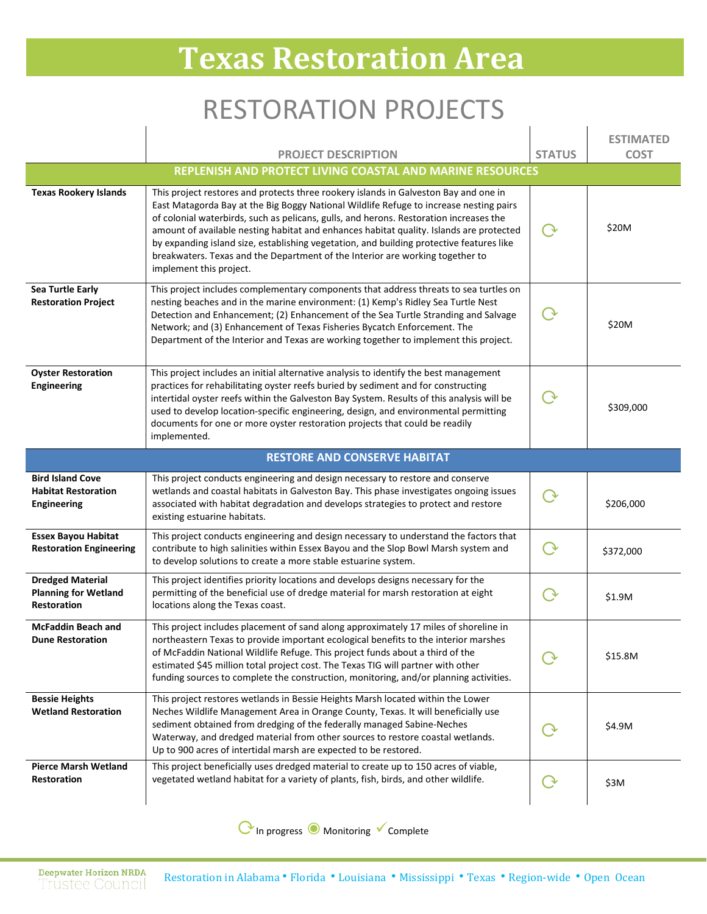# Texas Restoration Area

## RESTORATION PROJECTS

| | PROJECT DESCRIPTION | STATUS | ESTIMATED COST |
|---|---|---|---|
| | **REPLENISH AND PROTECT LIVING COASTAL AND MARINE RESOURCES** | | |
| **Texas Rookery Islands** | This project restores and protects three rookery islands in Galveston Bay and one in East Matagorda Bay at the Big Boggy National Wildlife Refuge to increase nesting pairs of colonial waterbirds, such as pelicans, gulls, and herons. Restoration increases the amount of available nesting habitat and enhances habitat quality. Islands are protected by expanding island size, establishing vegetation, and building protective features like breakwaters. Texas and the Department of the Interior are working together to implement this project. | In progress | $20M |
| **Sea Turtle Early Restoration Project** | This project includes complementary components that address threats to sea turtles on nesting beaches and in the marine environment: (1) Kemp's Ridley Sea Turtle Nest Detection and Enhancement; (2) Enhancement of the Sea Turtle Stranding and Salvage Network; and (3) Enhancement of Texas Fisheries Bycatch Enforcement. The Department of the Interior and Texas are working together to implement this project. | In progress | $20M |
| **Oyster Restoration Engineering** | This project includes an initial alternative analysis to identify the best management practices for rehabilitating oyster reefs buried by sediment and for constructing intertidal oyster reefs within the Galveston Bay System. Results of this analysis will be used to develop location-specific engineering, design, and environmental permitting documents for one or more oyster restoration projects that could be readily implemented. | In progress | $309,000 |
| | **RESTORE AND CONSERVE HABITAT** | | |
| **Bird Island Cove Habitat Restoration Engineering** | This project conducts engineering and design necessary to restore and conserve wetlands and coastal habitats in Galveston Bay. This phase investigates ongoing issues associated with habitat degradation and develops strategies to protect and restore existing estuarine habitats. | In progress | $206,000 |
| **Essex Bayou Habitat Restoration Engineering** | This project conducts engineering and design necessary to understand the factors that contribute to high salinities within Essex Bayou and the Slop Bowl Marsh system and to develop solutions to create a more stable estuarine system. | In progress | $372,000 |
| **Dredged Material Planning for Wetland Restoration** | This project identifies priority locations and develops designs necessary for the permitting of the beneficial use of dredge material for marsh restoration at eight locations along the Texas coast. | In progress | $1.9M |
| **McFaddin Beach and Dune Restoration** | This project includes placement of sand along approximately 17 miles of shoreline in northeastern Texas to provide important ecological benefits to the interior marshes of McFaddin National Wildlife Refuge. This project funds about a third of the estimated $45 million total project cost. The Texas TIG will partner with other funding sources to complete the construction, monitoring, and/or planning activities. | In progress | $15.8M |
| **Bessie Heights Wetland Restoration** | This project restores wetlands in Bessie Heights Marsh located within the Lower Neches Wildlife Management Area in Orange County, Texas. It will beneficially use sediment obtained from dredging of the federally managed Sabine-Neches Waterway, and dredged material from other sources to restore coastal wetlands. Up to 900 acres of intertidal marsh are expected to be restored. | In progress | $4.9M |
| **Pierce Marsh Wetland Restoration** | This project beneficially uses dredged material to create up to 150 acres of viable, vegetated wetland habitat for a variety of plants, fish, birds, and other wildlife. | In progress | $3M |

In progress · Monitoring · Complete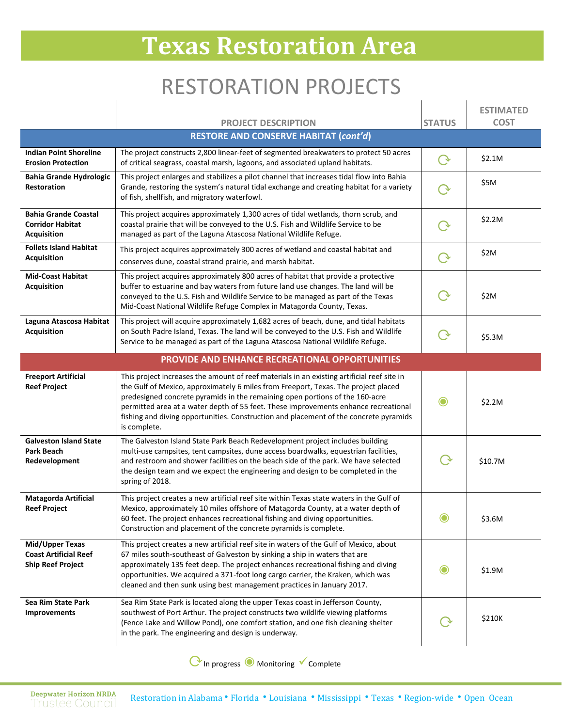# Texas Restoration Area

## RESTORATION PROJECTS

| | PROJECT DESCRIPTION | STATUS | ESTIMATED COST |
|---|---|---|---|
| **RESTORE AND CONSERVE HABITAT (*cont'd*)** | | | |
| **Indian Point Shoreline Erosion Protection** | The project constructs 2,800 linear-feet of segmented breakwaters to protect 50 acres of critical seagrass, coastal marsh, lagoons, and associated upland habitats. | In progress | $2.1M |
| **Bahia Grande Hydrologic Restoration** | This project enlarges and stabilizes a pilot channel that increases tidal flow into Bahia Grande, restoring the system's natural tidal exchange and creating habitat for a variety of fish, shellfish, and migratory waterfowl. | In progress | $5M |
| **Bahia Grande Coastal Corridor Habitat Acquisition** | This project acquires approximately 1,300 acres of tidal wetlands, thorn scrub, and coastal prairie that will be conveyed to the U.S. Fish and Wildlife Service to be managed as part of the Laguna Atascosa National Wildlife Refuge. | In progress | $2.2M |
| **Follets Island Habitat Acquisition** | This project acquires approximately 300 acres of wetland and coastal habitat and conserves dune, coastal strand prairie, and marsh habitat. | In progress | $2M |
| **Mid-Coast Habitat Acquisition** | This project acquires approximately 800 acres of habitat that provide a protective buffer to estuarine and bay waters from future land use changes. The land will be conveyed to the U.S. Fish and Wildlife Service to be managed as part of the Texas Mid-Coast National Wildlife Refuge Complex in Matagorda County, Texas. | In progress | $2M |
| **Laguna Atascosa Habitat Acquisition** | This project will acquire approximately 1,682 acres of beach, dune, and tidal habitats on South Padre Island, Texas. The land will be conveyed to the U.S. Fish and Wildlife Service to be managed as part of the Laguna Atascosa National Wildlife Refuge. | In progress | $5.3M |
| **PROVIDE AND ENHANCE RECREATIONAL OPPORTUNITIES** | | | |
| **Freeport Artificial Reef Project** | This project increases the amount of reef materials in an existing artificial reef site in the Gulf of Mexico, approximately 6 miles from Freeport, Texas. The project placed predesigned concrete pyramids in the remaining open portions of the 160-acre permitted area at a water depth of 55 feet. These improvements enhance recreational fishing and diving opportunities. Construction and placement of the concrete pyramids is complete. | Monitoring | $2.2M |
| **Galveston Island State Park Beach Redevelopment** | The Galveston Island State Park Beach Redevelopment project includes building multi-use campsites, tent campsites, dune access boardwalks, equestrian facilities, and restroom and shower facilities on the beach side of the park. We have selected the design team and we expect the engineering and design to be completed in the spring of 2018. | In progress | $10.7M |
| **Matagorda Artificial Reef Project** | This project creates a new artificial reef site within Texas state waters in the Gulf of Mexico, approximately 10 miles offshore of Matagorda County, at a water depth of 60 feet. The project enhances recreational fishing and diving opportunities. Construction and placement of the concrete pyramids is complete. | Monitoring | $3.6M |
| **Mid/Upper Texas Coast Artificial Reef Ship Reef Project** | This project creates a new artificial reef site in waters of the Gulf of Mexico, about 67 miles south-southeast of Galveston by sinking a ship in waters that are approximately 135 feet deep. The project enhances recreational fishing and diving opportunities. We acquired a 371-foot long cargo carrier, the Kraken, which was cleaned and then sunk using best management practices in January 2017. | Monitoring | $1.9M |
| **Sea Rim State Park Improvements** | Sea Rim State Park is located along the upper Texas coast in Jefferson County, southwest of Port Arthur. The project constructs two wildlife viewing platforms (Fence Lake and Willow Pond), one comfort station, and one fish cleaning shelter in the park. The engineering and design is underway. | In progress | $210K |

In progress · Monitoring · Complete

Deepwater Horizon NRDA Trustee Council

Restoration in Alabama • Florida • Louisiana • Mississippi • Texas • Region-wide • Open Ocean